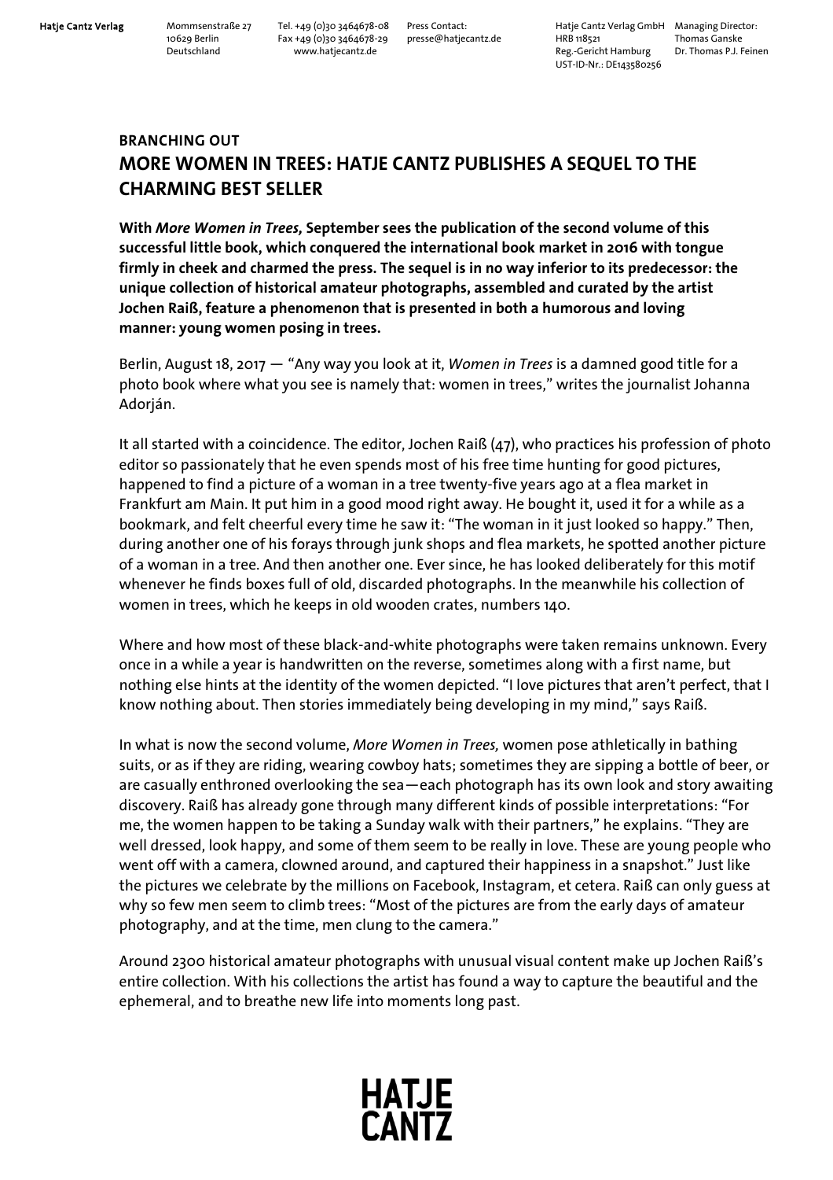**Hatje Cantz Verlag** Mommsenstraße 27 10629 Berlin Deutschland Tel. +49 (0)30 3464678-08 Fax +49 (0)30 3464678-29 www.hatjecantz.de Press Contact: presse@hatjecantz.de Hatje Cantz Verlag GmbH HRB 118521 Reg.-Gericht Hamburg UST-ID-Nr.: DE143580256 Managing Director: Thomas Ganske Dr. Thomas P.J. Feinen

## BRANCHING OUT
## MORE WOMEN IN TREES: HATJE CANTZ PUBLISHES A SEQUEL TO THE CHARMING BEST SELLER

**With *More Women in Trees,* September sees the publication of the second volume of this successful little book, which conquered the international book market in 2016 with tongue firmly in cheek and charmed the press. The sequel is in no way inferior to its predecessor: the unique collection of historical amateur photographs, assembled and curated by the artist Jochen Raiß, feature a phenomenon that is presented in both a humorous and loving manner: young women posing in trees.**

Berlin, August 18, 2017 — "Any way you look at it, *Women in Trees* is a damned good title for a photo book where what you see is namely that: women in trees," writes the journalist Johanna Adorján.

It all started with a coincidence. The editor, Jochen Raiß (47), who practices his profession of photo editor so passionately that he even spends most of his free time hunting for good pictures, happened to find a picture of a woman in a tree twenty-five years ago at a flea market in Frankfurt am Main. It put him in a good mood right away. He bought it, used it for a while as a bookmark, and felt cheerful every time he saw it: "The woman in it just looked so happy." Then, during another one of his forays through junk shops and flea markets, he spotted another picture of a woman in a tree. And then another one. Ever since, he has looked deliberately for this motif whenever he finds boxes full of old, discarded photographs. In the meanwhile his collection of women in trees, which he keeps in old wooden crates, numbers 140.

Where and how most of these black-and-white photographs were taken remains unknown. Every once in a while a year is handwritten on the reverse, sometimes along with a first name, but nothing else hints at the identity of the women depicted. "I love pictures that aren't perfect, that I know nothing about. Then stories immediately being developing in my mind," says Raiß.

In what is now the second volume, *More Women in Trees,* women pose athletically in bathing suits, or as if they are riding, wearing cowboy hats; sometimes they are sipping a bottle of beer, or are casually enthroned overlooking the sea—each photograph has its own look and story awaiting discovery. Raiß has already gone through many different kinds of possible interpretations: "For me, the women happen to be taking a Sunday walk with their partners," he explains. "They are well dressed, look happy, and some of them seem to be really in love. These are young people who went off with a camera, clowned around, and captured their happiness in a snapshot." Just like the pictures we celebrate by the millions on Facebook, Instagram, et cetera. Raiß can only guess at why so few men seem to climb trees: "Most of the pictures are from the early days of amateur photography, and at the time, men clung to the camera."

Around 2300 historical amateur photographs with unusual visual content make up Jochen Raiß's entire collection. With his collections the artist has found a way to capture the beautiful and the ephemeral, and to breathe new life into moments long past.

HATJE CANTZ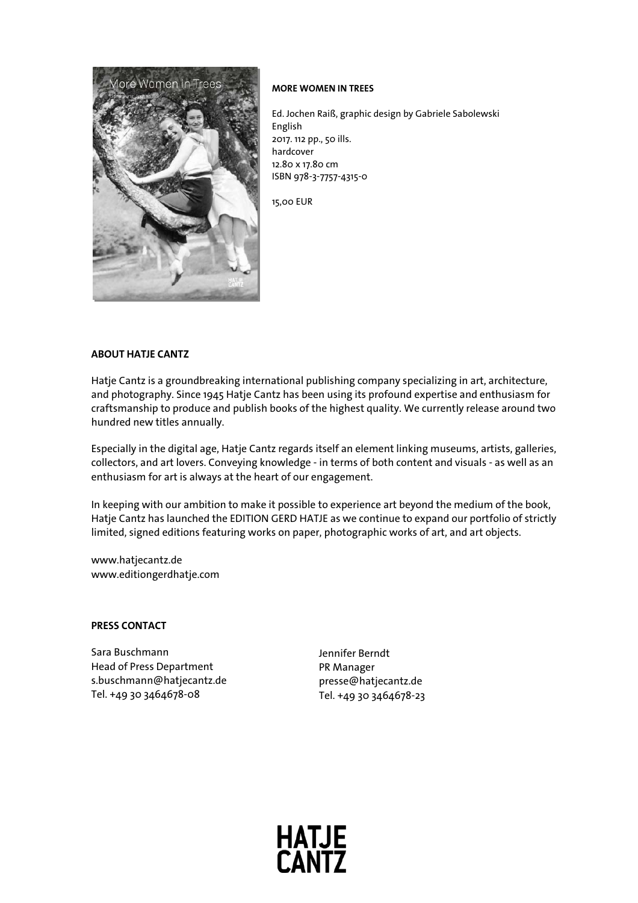**MORE WOMEN IN TREES**

Ed. Jochen Raiß, graphic design by Gabriele Sabolewski
English
2017. 112 pp., 50 ills.
hardcover
12.80 x 17.80 cm
ISBN 978-3-7757-4315-0

15,00 EUR

**ABOUT HATJE CANTZ**

Hatje Cantz is a groundbreaking international publishing company specializing in art, architecture, and photography. Since 1945 Hatje Cantz has been using its profound expertise and enthusiasm for craftsmanship to produce and publish books of the highest quality. We currently release around two hundred new titles annually.

Especially in the digital age, Hatje Cantz regards itself an element linking museums, artists, galleries, collectors, and art lovers. Conveying knowledge - in terms of both content and visuals - as well as an enthusiasm for art is always at the heart of our engagement.

In keeping with our ambition to make it possible to experience art beyond the medium of the book, Hatje Cantz has launched the EDITION GERD HATJE as we continue to expand our portfolio of strictly limited, signed editions featuring works on paper, photographic works of art, and art objects.

www.hatjecantz.de
www.editiongerdhatje.com

**PRESS CONTACT**

Sara Buschmann
Head of Press Department
s.buschmann@hatjecantz.de
Tel. +49 30 3464678-08

Jennifer Berndt
PR Manager
presse@hatjecantz.de
Tel. +49 30 3464678-23

HATJE CANTZ